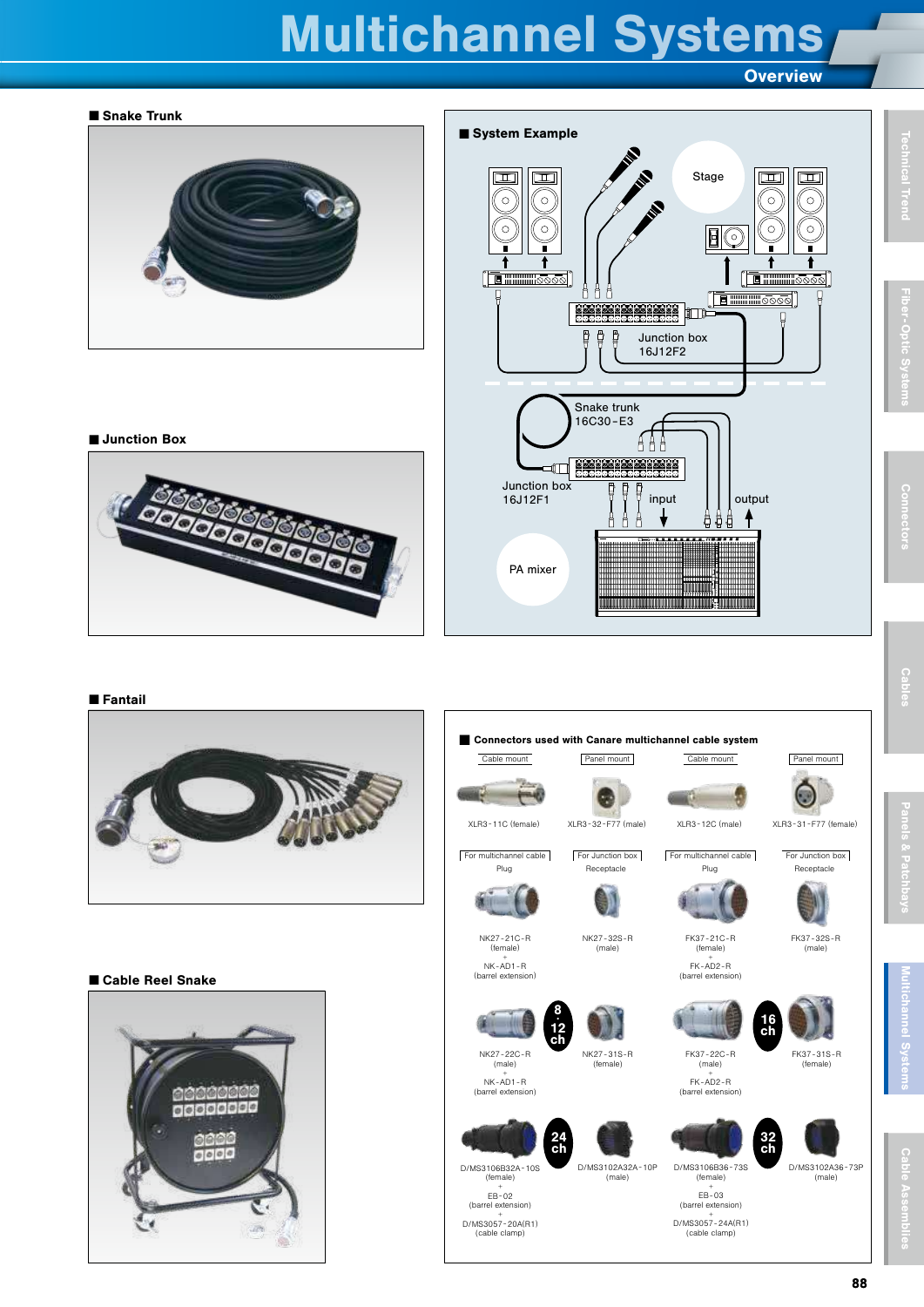# Multichannel Systems

## Overview

### Snake Trunk

### Junction Box

### Fantail

### Cable Reel Snake

### System Example

Stage

Junction box 16J12F2

Snake trunk 16C30-E3

Junction box 16J12F1

input

output

PA mixer

### Connectors used with Canare multichannel cable system

| Cable mount | Panel mount | Cable mount | Panel mount |
|---|---|---|---|
| XLR3-11C (female) | XLR3-32-F77 (male) | XLR3-12C (male) | XLR3-31-F77 (female) |

| For multichannel cable Plug | For Junction box Receptacle | | For multichannel cable Plug | For Junction box Receptacle |
|---|---|---|---|---|
| NK27-21C-R (female) + NK-AD1-R (barrel extension) | NK27-32S-R (male) | | FK37-21C-R (female) + FK-AD2-R (barrel extension) | FK37-32S-R (male) |
| NK27-22C-R (male) + NK-AD1-R (barrel extension) | NK27-31S-R (female) | 8 · 12 ch / 16 ch | FK37-22C-R (male) + FK-AD2-R (barrel extension) | FK37-31S-R (female) |
| D/MS3106B32A-10S (female) + EB-02 (barrel extension) + D/MS3057-20A(R1) (cable clamp) | D/MS3102A32A-10P (male) | 24 ch / 32 ch | D/MS3106B36-73S (female) + EB-03 (barrel extension) + D/MS3057-24A(R1) (cable clamp) | D/MS3102A36-73P (male) |

Technical Trend | Fiber-Optic Systems | Connectors | Cables | Panels & Patchbays | Multichannel Systems | Cable Assemblies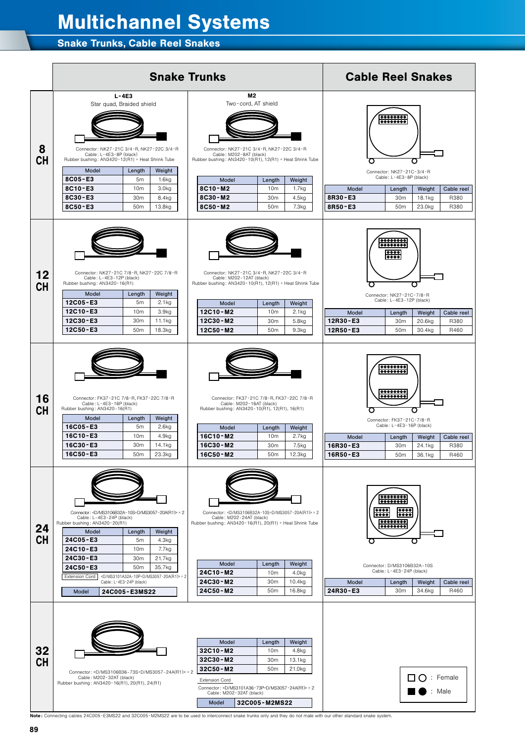# Multichannel Systems

## Snake Trunks, Cable Reel Snakes

## Snake Trunks

### 8 CH

**L-4E3**
Star quad, Braided shield

Connector: NK27-21C 3/4-R, NK27-22C 3/4-R
Cable: L-4E3-8P (black)
Rubber bushing: AN3420-12(R1) + Heat Shrink Tube

| Model | Length | Weight |
|---|---|---|
| 8C05-E3 | 5m | 1.6kg |
| 8C10-E3 | 10m | 3.0kg |
| 8C30-E3 | 30m | 8.4kg |
| 8C50-E3 | 50m | 13.8kg |

**M2**
Two-cord, AT shield

Connector: NK27-21C 3/4-R, NK27-22C 3/4-R
Cable: M202-8AT (black)
Rubber bushing: AN3420-10(R1), 12(R1) + Heat Shrink Tube

| Model | Length | Weight |
|---|---|---|
| 8C10-M2 | 10m | 1.7kg |
| 8C30-M2 | 30m | 4.5kg |
| 8C50-M2 | 50m | 7.3kg |

### 12 CH

Connector: NK27-21C 7/8-R, NK27-22C 7/8-R
Cable: L-4E3-12P (black)
Rubber bushing: AN3420-16(R1)

| Model | Length | Weight |
|---|---|---|
| 12C05-E3 | 5m | 2.1kg |
| 12C10-E3 | 10m | 3.9kg |
| 12C30-E3 | 30m | 11.1kg |
| 12C50-E3 | 50m | 18.3kg |

Connector: NK27-21C 3/4-R, NK27-22C 3/4-R
Cable: M202-12AT (black)
Rubber bushing: AN3420-10(R1), 12(R1) + Heat Shrink Tube

| Model | Length | Weight |
|---|---|---|
| 12C10-M2 | 10m | 2.1kg |
| 12C30-M2 | 30m | 5.8kg |
| 12C50-M2 | 50m | 9.3kg |

### 16 CH

Connector: FK37-21C 7/8-R, FK37-22C 7/8-R
Cable: L-4E3-16P (black)
Rubber bushing: AN3420-16(R1)

| Model | Length | Weight |
|---|---|---|
| 16C05-E3 | 5m | 2.6kg |
| 16C10-E3 | 10m | 4.9kg |
| 16C30-E3 | 30m | 14.1kg |
| 16C50-E3 | 50m | 23.3kg |

Connector: FK37-21C 7/8-R, FK37-22C 7/8-R
Cable: M202-16AT (black)
Rubber bushing: AN3420-10(R1), 12(R1), 16(R1)

| Model | Length | Weight |
|---|---|---|
| 16C10-M2 | 10m | 2.7kg |
| 16C30-M2 | 30m | 7.5kg |
| 16C50-M2 | 50m | 12.3kg |

### 24 CH

Connector: <D/MS3106B32A-10S+D/MS3057-20A(R1)> × 2
Cable: L-4E3-24P (black)
Rubber bushing: AN3420-20(R1)

| Model | Length | Weight |
|---|---|---|
| 24C05-E3 | 5m | 4.3kg |
| 24C10-E3 | 10m | 7.7kg |
| 24C30-E3 | 30m | 21.7kg |
| 24C50-E3 | 50m | 35.7kg |

Extension Cord: <D/MS3101A32A-10P+D/MS3057-20A(R1)> × 2
Cable: L-4E3-24P (black)

| Model | 24C005-E3MS22 |
|---|---|

Connector: <D/MS3106B32A-10S+D/MS3057-20A(R1)> × 2
Cable: M202-24AT (black)
Rubber bushing: AN3420-16(R1), 20(R1) + Heat Shrink Tube

| Model | Length | Weight |
|---|---|---|
| 24C10-M2 | 10m | 4.0kg |
| 24C30-M2 | 30m | 10.4kg |
| 24C50-M2 | 50m | 16.8kg |

### 32 CH

Connector: <D/MS3106B36-73S+D/MS3057-24A(R1)> × 2
Cable: M202-32AT (black)
Rubber bushing: AN3420-16(R1), 20(R1), 24(R1)

| Model | Length | Weight |
|---|---|---|
| 32C10-M2 | 10m | 4.8kg |
| 32C30-M2 | 30m | 13.1kg |
| 32C50-M2 | 50m | 21.0kg |

Extension Cord
Connector: <D/MS3101A36-73P+D/MS3057-24A(R1)> × 2
Cable: M202-32AT (black)

| Model | 32C005-M2MS22 |
|---|---|

## Cable Reel Snakes

### 8 CH

Connector: NK27-21C-3/4-R
Cable: L-4E3-8P (black)

| Model | Length | Weight | Cable reel |
|---|---|---|---|
| 8R30-E3 | 30m | 18.1kg | R380 |
| 8R50-E3 | 50m | 23.0kg | R380 |

### 12 CH

Connector: NK27-21C-7/8-R
Cable: L-4E3-12P (black)

| Model | Length | Weight | Cable reel |
|---|---|---|---|
| 12R30-E3 | 30m | 20.6kg | R380 |
| 12R50-E3 | 50m | 30.4kg | R460 |

### 16 CH

Connector: FK37-21C-7/8-R
Cable: L-4E3-16P (black)

| Model | Length | Weight | Cable reel |
|---|---|---|---|
| 16R30-E3 | 30m | 24.1kg | R380 |
| 16R50-E3 | 50m | 36.1kg | R460 |

### 24 CH

Connector: D/MS3106B32A-10S
Cable: L-4E3-24P (black)

| Model | Length | Weight | Cable reel |
|---|---|---|---|
| 24R30-E3 | 30m | 34.6kg | R460 |

□ ○ : Female
■ ● : Male

**Note:** Connecting cables 24C005-E3MS22 and 32C005-M2MS22 are to be used to interconnect snake trunks only and they do not mate with our other standard snake system.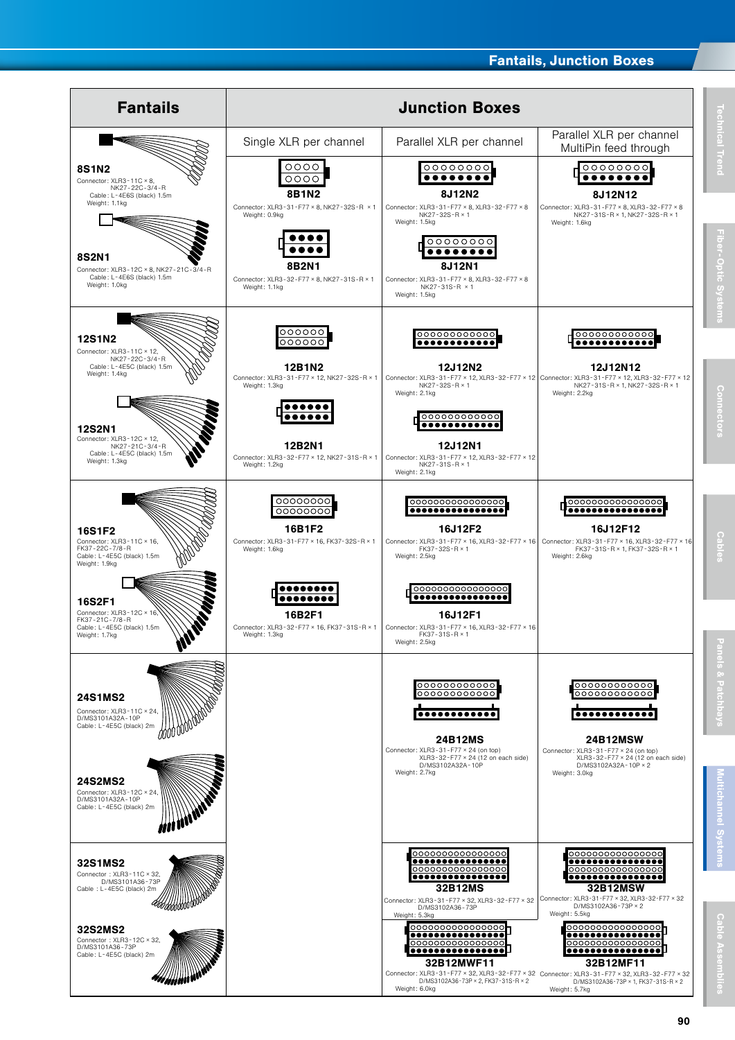## Fantails, Junction Boxes

| Fantails | Junction Boxes | | |
|---|---|---|---|
| | Single XLR per channel | Parallel XLR per channel | Parallel XLR per channel MultiPin feed through |
| **8S1N2** Connector: XLR3-11C × 8, NK27-22C-3/4-R Cable: L-4E6S (black) 1.5m Weight: 1.1kg<br><br>**8S2N1** Connector: XLR3-12C × 8, NK27-21C-3/4-R Cable: L-4E6S (black) 1.5m Weight: 1.0kg | **8B1N2** Connector: XLR3-31-F77 × 8, NK27-32S-R × 1 Weight: 0.9kg<br><br>**8B2N1** Connector: XLR3-32-F77 × 8, NK27-31S-R × 1 Weight: 1.1kg | **8J12N2** Connector: XLR3-31-F77 × 8, XLR3-32-F77 × 8 NK27-32S-R × 1 Weight: 1.5kg<br><br>**8J12N1** Connector: XLR3-31-F77 × 8, XLR3-32-F77 × 8 NK27-31S-R × 1 Weight: 1.5kg | **8J12N12** Connector: XLR3-31-F77 × 8, XLR3-32-F77 × 8 NK27-31S-R × 1, NK27-32S-R × 1 Weight: 1.6kg |
| **12S1N2** Connector: XLR3-11C × 12, NK27-22C-3/4-R Cable: L-4E5C (black) 1.5m Weight: 1.4kg<br><br>**12S2N1** Connector: XLR3-12C × 12, NK27-21C-3/4-R Cable: L-4E5C (black) 1.5m Weight: 1.3kg | **12B1N2** Connector: XLR3-31-F77 × 12, NK27-32S-R × 1 Weight: 1.3kg<br><br>**12B2N1** Connector: XLR3-32-F77 × 12, NK27-31S-R × 1 Weight: 1.2kg | **12J12N2** Connector: XLR3-31-F77 × 12, XLR3-32-F77 × 12 NK27-32S-R × 1 Weight: 2.1kg<br><br>**12J12N1** Connector: XLR3-31-F77 × 12, XLR3-32-F77 × 12 NK27-31S-R × 1 Weight: 2.1kg | **12J12N12** Connector: XLR3-31-F77 × 12, XLR3-32-F77 × 12 NK27-31S-R × 1, NK27-32S-R × 1 Weight: 2.2kg |
| **16S1F2** Connector: XLR3-11C × 16, FK37-22C-7/8-R Cable: L-4E5C (black) 1.5m Weight: 1.9kg<br><br>**16S2F1** Connector: XLR3-12C × 16, FK37-21C-7/8-R Cable: L-4E5C (black) 1.5m Weight: 1.7kg | **16B1F2** Connector: XLR3-31-F77 × 16, FK37-32S-R × 1 Weight: 1.6kg<br><br>**16B2F1** Connector: XLR3-32-F77 × 16, FK37-31S-R × 1 Weight: 1.3kg | **16J12F2** Connector: XLR3-31-F77 × 16, XLR3-32-F77 × 16 FK37-32S-R × 1 Weight: 2.5kg<br><br>**16J12F1** Connector: XLR3-31-F77 × 16, XLR3-32-F77 × 16 FK37-31S-R × 1 Weight: 2.5kg | **16J12F12** Connector: XLR3-31-F77 × 16, XLR3-32-F77 × 16 FK37-31S-R × 1, FK37-32S-R × 1 Weight: 2.6kg |
| **24S1MS2** Connector: XLR3-11C × 24, D/MS3101A32A-10P Cable: L-4E5C (black) 2m<br><br>**24S2MS2** Connector: XLR3-12C × 24, D/MS3101A32A-10P Cable: L-4E5C (black) 2m | | **24B12MS** Connector: XLR3-31-F77 × 24 (on top) XLR3-32-F77 × 24 (12 on each side) D/MS3102A32A-10P Weight: 2.7kg | **24B12MSW** Connector: XLR3-31-F77 × 24 (on top) XLR3-32-F77 × 24 (12 on each side) D/MS3102A32A-10P × 2 Weight: 3.0kg |
| **32S1MS2** Connector : XLR3-11C × 32, D/MS3101A36-73P Cable : L-4E5C (black) 2m<br><br>**32S2MS2** Connector : XLR3-12C × 32, D/MS3101A36-73P Cable : L-4E5C (black) 2m | | **32B12MS** Connector: XLR3-31-F77 × 32, XLR3-32-F77 × 32 D/MS3102A36-73P Weight: 5.3kg<br><br>**32B12MWF11** Connector: XLR3-31-F77 × 32, XLR3-32-F77 × 32 D/MS3102A36-73P × 2, FK37-31S-R × 2 Weight: 6.0kg | **32B12MSW** Connector: XLR3-31-F77 × 32, XLR3-32-F77 × 32 D/MS3102A36-73P × 2 Weight: 5.5kg<br><br>**32B12MF11** Connector: XLR3-31-F77 × 32, XLR3-32-F77 × 32 D/MS3102A36-73P × 1, FK37-31S-R × 2 Weight: 5.7kg |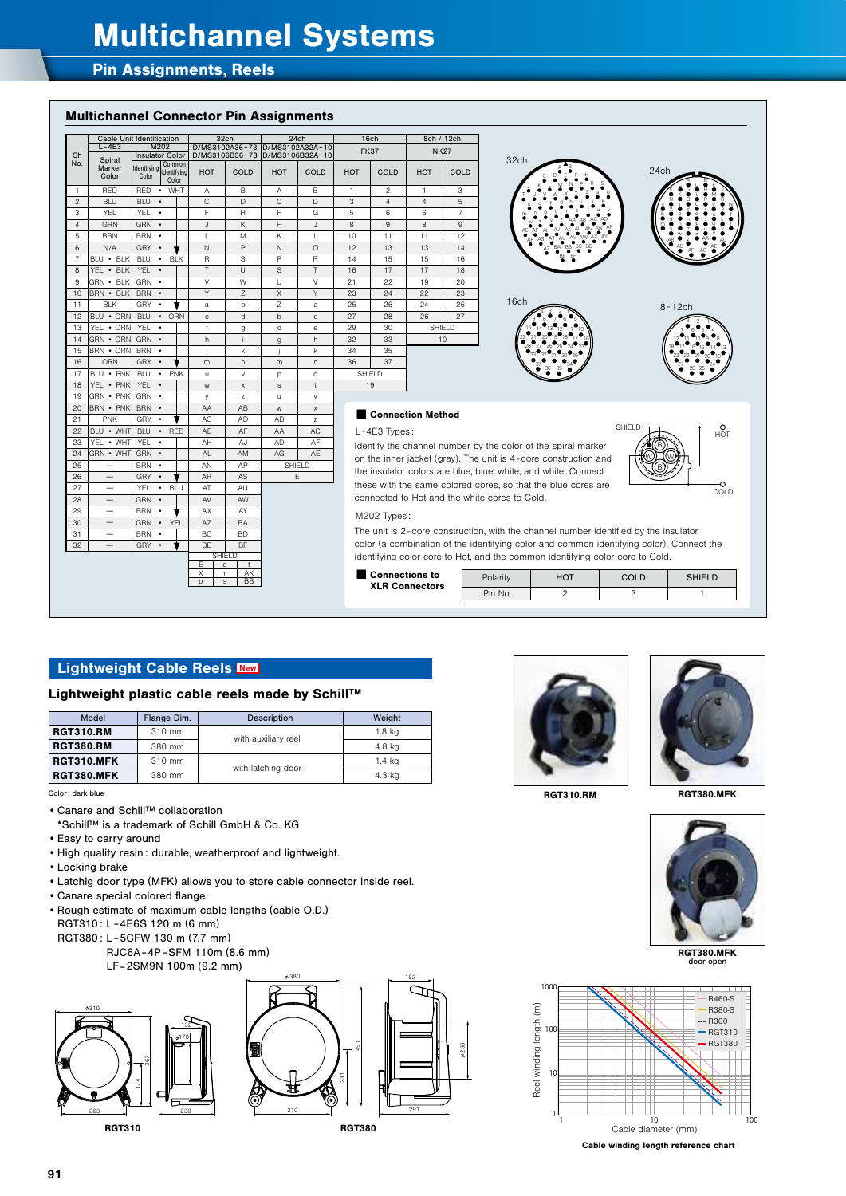# Multichannel Systems

## Pin Assignments, Reels

### Multichannel Connector Pin Assignments

| Ch No. | Cable Unit Identification L-4E3 Spiral Marker Color | M202 Insulator Color Identifying Color | M202 Common Identifying Color | 32ch D/MS3102A36-73 D/MS3106B36-73 HOT | 32ch COLD | 24ch D/MS3102A32A-10 D/MS3106B32A-10 HOT | 24ch COLD | 16ch FK37 HOT | 16ch COLD | 8ch / 12ch NK27 HOT | 8ch / 12ch COLD |
|---|---|---|---|---|---|---|---|---|---|---|---|
| 1 | RED | RED | WHT | A | B | A | B | 1 | 2 | 1 | 3 |
| 2 | BLU | BLU | | C | D | C | D | 3 | 4 | 4 | 5 |
| 3 | YEL | YEL | | F | H | F | G | 5 | 6 | 6 | 7 |
| 4 | GRN | GRN | | J | K | H | J | 8 | 9 | 8 | 9 |
| 5 | BRN | BRN | | L | M | K | L | 10 | 11 | 11 | 12 |
| 6 | N/A | GRY | ↓ | N | P | N | O | 12 | 13 | 13 | 14 |
| 7 | BLU • BLK | BLU | BLK | R | S | P | R | 14 | 15 | 15 | 16 |
| 8 | YEL • BLK | YEL | | T | U | S | T | 16 | 17 | 17 | 18 |
| 9 | GRN • BLK | GRN | | V | W | U | V | 21 | 22 | 19 | 20 |
| 10 | BRN • BLK | BRN | | Y | Z | X | Y | 23 | 24 | 22 | 23 |
| 11 | BLK | GRY | ↓ | a | b | Z | a | 25 | 26 | 24 | 25 |
| 12 | BLU • ORN | BLU | ORN | c | d | b | c | 27 | 28 | 26 | 27 |
| 13 | YEL • ORN | YEL | | f | g | d | e | 29 | 30 | SHIELD | |
| 14 | GRN • ORN | GRN | | h | i | g | h | 32 | 33 | 10 | |
| 15 | BRN • ORN | BRN | | j | k | j | k | 34 | 35 | | |
| 16 | ORN | GRY | ↓ | m | n | m | n | 36 | 37 | | |
| 17 | BLU • PNK | BLU | PNK | u | v | p | q | SHIELD | | | |
| 18 | YEL • PNK | YEL | | w | x | s | t | 19 | | | |
| 19 | GRN • PNK | GRN | | y | z | u | v | | | | |
| 20 | BRN • PNK | BRN | | AA | AB | w | x | | | | |
| 21 | PNK | GRY | ↓ | AC | AD | AB | z | | | | |
| 22 | BLU • WHT | BLU | RED | AE | AF | AA | AC | | | | |
| 23 | YEL • WHT | YEL | | AH | AJ | AD | AF | | | | |
| 24 | GRN • WHT | GRN | | AL | AM | AG | AE | | | | |
| 25 | — | BRN | | AN | AP | SHIELD | | | | | |
| 26 | — | GRY | ↓ | AR | AS | E | | | | | |
| 27 | — | YEL | BLU | AT | AU | | | | | | |
| 28 | — | GRN | | AV | AW | | | | | | |
| 29 | — | BRN | ↓ | AX | AY | | | | | | |
| 30 | — | GRN | YEL | AZ | BA | | | | | | |
| 31 | — | BRN | | BC | BD | | | | | | |
| 32 | — | GRY | ↓ | BE | BF | | | | | | |
| | | | | SHIELD | | | | | | | |
| | | | | E q t | | | | | | | |
| | | | | X r AK | | | | | | | |
| | | | | p s BB | | | | | | | |

32ch 24ch 16ch 8-12ch

#### Connection Method

L-4E3 Types:

Identify the channel number by the color of the spiral marker on the inner jacket (gray). The unit is 4-core construction and the insulator colors are blue, blue, white, and white. Connect these with the same colored cores, so that the blue cores are connected to Hot and the white cores to Cold.

M202 Types:

The unit is 2-core construction, with the channel number identified by the insulator color (a combination of the identifying color and common identifying color). Connect the identifying color core to Hot and the common identifying color core to Cold.

SHIELD HOT COLD

#### Connections to XLR Connectors

| Polarity | HOT | COLD | SHIELD |
|---|---|---|---|
| Pin No. | 2 | 3 | 1 |

## Lightweight Cable Reels New

### Lightweight plastic cable reels made by Schill™

| Model | Flange Dim. | Description | Weight |
|---|---|---|---|
| **RGT310.RM** | 310 mm | with auxiliary reel | 1.8 kg |
| **RGT380.RM** | 380 mm | with auxiliary reel | 4.8 kg |
| **RGT310.MFK** | 310 mm | with latching door | 1.4 kg |
| **RGT380.MFK** | 380 mm | with latching door | 4.3 kg |

Color: dark blue

- Canare and Schill™ collaboration
  *Schill™ is a trademark of Schill GmbH & Co. KG
- Easy to carry around
- High quality resin: durable, weatherproof and lightweight.
- Locking brake
- Latchig door type (MFK) allows you to store cable connector inside reel.
- Canare special colored flange
- Rough estimate of maximum cable lengths (cable O.D.)
  RGT310: L-4E6S 120 m (6 mm)
  RGT380: L-5CFW 130 m (7.7 mm)
  RJC6A-4P-SFM 110m (8.6 mm)
  LF-2SM9N 100m (9.2 mm)

**RGT310.RM** **RGT380.MFK**

**RGT380.MFK** door open

**RGT310** **RGT380**

Reel winding length (m) — Cable diameter (mm): R460-S, R380-S, R300, RGT310, RGT380

**Cable winding length reference chart**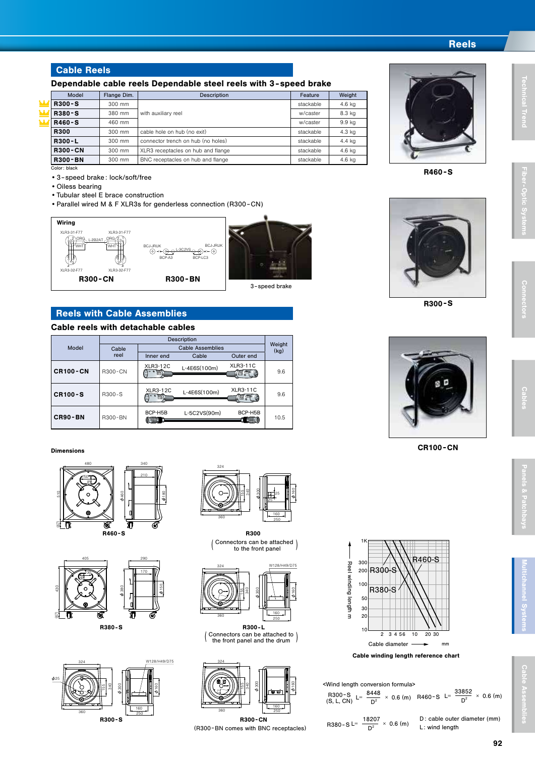## Cable Reels

### Dependable cable reels Dependable steel reels with 3-speed brake

| Model | Flange Dim. | Description | Feature | Weight |
|---|---|---|---|---|
| **R300-S** | 300 mm | with auxiliary reel | stackable | 4.6 kg |
| **R380-S** | 380 mm | with auxiliary reel | w/caster | 8.3 kg |
| **R460-S** | 460 mm | with auxiliary reel | w/caster | 9.9 kg |
| **R300** | 300 mm | cable hole on hub (no exit) | stackable | 4.3 kg |
| **R300-L** | 300 mm | connector trench on hub (no holes) | stackable | 4.4 kg |
| **R300-CN** | 300 mm | XLR3 receptacles on hub and flange | stackable | 4.6 kg |
| **R300-BN** | 300 mm | BNC receptacles on hub and flange | stackable | 4.6 kg |

Color: black

- 3-speed brake: lock/soft/free
- Oiless bearing
- Tubular steel E brace construction
- Parallel wired M & F XLR3s for genderless connection (R300-CN)

**Wiring**

XLR3-31-F77 ORG L-2B2AT ORG XLR3-31-F77 WHT WHT XLR3-32-F77 XLR3-32-F77

**R300-CN**

BCJ-JRUK L-3C2VS BCJ-JRUK BCP-A3 BCP-LC3

**R300-BN**

3-speed brake

R460-S

R300-S

CR100-CN

## Reels with Cable Assemblies

### Cable reels with detachable cables

| Model | Description | | | | Weight (kg) |
|---|---|---|---|---|---|
| | Cable reel | Cable Assemblies | | | |
| | | Inner end | Cable | Outer end | |
| **CR100-CN** | R300-CN | XLR3-12C | L-4E6S(100m) | XLR3-11C | 9.6 |
| **CR100-S** | R300-S | XLR3-12C | L-4E6S(100m) | XLR3-11C | 9.6 |
| **CR90-BN** | R300-BN | BCP-H5B | L-5C2VS(90m) | BCP-H5B | 10.5 |

**Dimensions**

480 340 210 ϕ150 ϕ460 ϕ180 510 (67)

**R460-S**

324 ϕ300 155 340 25 ϕ160 360 160 250

**R300**
( Connectors can be attached to the front panel )

405 290 170 ϕ380 ϕ150 430 (67)

**R380-S**

324 W128/H49/D75 155 340 ϕ300 ϕ160 360 160 250

**R300-L**
( Connectors can be attached to the front panel and the drum )

324 W128/H49/D75 ϕ25 155 340 ϕ300 ϕ160 360 160 250

**R300-S**

324 155 340 ϕ300 ϕ160 360 160 250

**R300-CN**
(R300-BN comes with BNC receptacles)

Reel winding length m

1K 300 200 100 50 30 20 10

R460-S R300-S R380-S

2 3 4 5 6 10 20 30

Cable diameter ⟶ mm

**Cable winding length reference chart**

<Wind length conversion formula>

R300-S (S, L, CN) $L = \frac{8448}{D^2} \times 0.6\ (m)$   R460-S $L = \frac{33852}{D^2} \times 0.6\ (m)$

R380-S $L = \frac{18207}{D^2} \times 0.6\ (m)$   D: cable outer diameter (mm) L: wind length